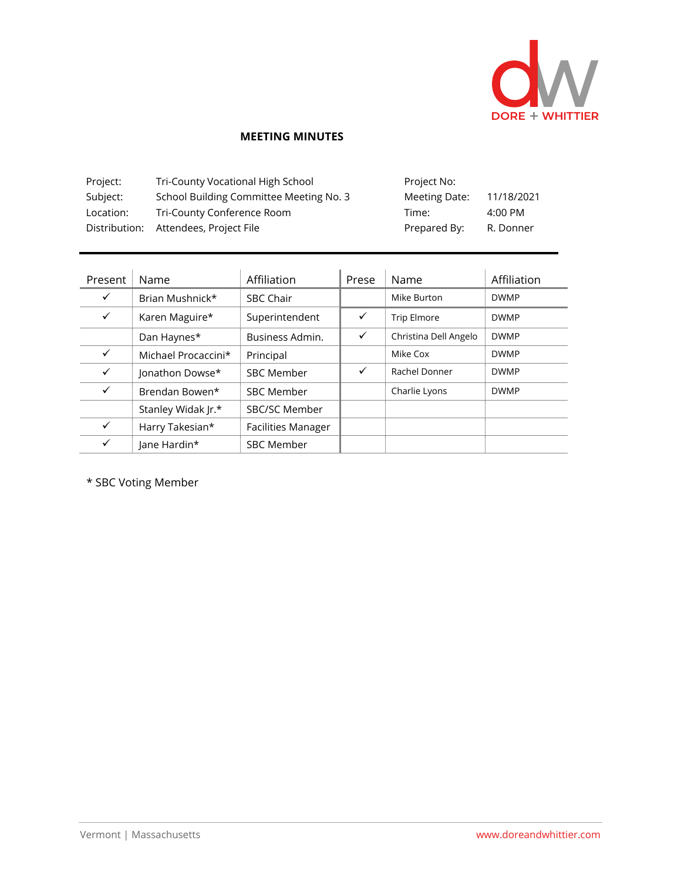DORE + WHITTIER

**MEETING MINUTES**

| | | | |
|---|---|---|---|
| Project: | Tri-County Vocational High School | Project No: | |
| Subject: | School Building Committee Meeting No. 3 | Meeting Date: | 11/18/2021 |
| Location: | Tri-County Conference Room | Time: | 4:00 PM |
| Distribution: | Attendees, Project File | Prepared By: | R. Donner |

| Present | Name | Affiliation | Prese | Name | Affiliation |
|---|---|---|---|---|---|
| ✓ | Brian Mushnick* | SBC Chair | | Mike Burton | DWMP |
| ✓ | Karen Maguire* | Superintendent | ✓ | Trip Elmore | DWMP |
| | Dan Haynes* | Business Admin. | ✓ | Christina Dell Angelo | DWMP |
| ✓ | Michael Procaccini* | Principal | | Mike Cox | DWMP |
| ✓ | Jonathon Dowse* | SBC Member | ✓ | Rachel Donner | DWMP |
| ✓ | Brendan Bowen* | SBC Member | | Charlie Lyons | DWMP |
| | Stanley Widak Jr.* | SBC/SC Member | | | |
| ✓ | Harry Takesian* | Facilities Manager | | | |
| ✓ | Jane Hardin* | SBC Member | | | |

* SBC Voting Member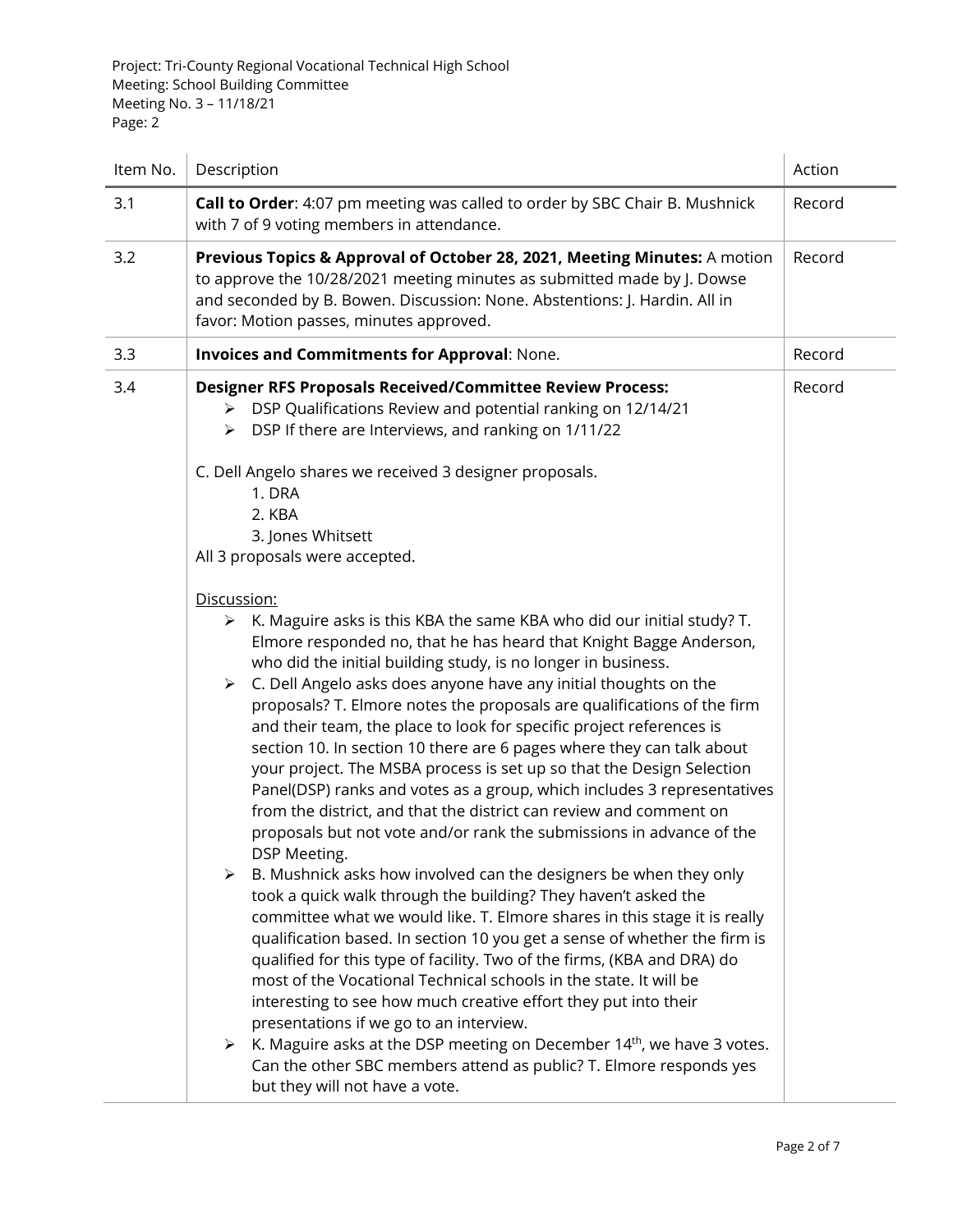Project: Tri-County Regional Vocational Technical High School
Meeting: School Building Committee
Meeting No. 3 – 11/18/21
Page: 2

| Item No. | Description | Action |
|---|---|---|
| 3.1 | **Call to Order**: 4:07 pm meeting was called to order by SBC Chair B. Mushnick with 7 of 9 voting members in attendance. | Record |
| 3.2 | **Previous Topics & Approval of October 28, 2021, Meeting Minutes:** A motion to approve the 10/28/2021 meeting minutes as submitted made by J. Dowse and seconded by B. Bowen. Discussion: None. Abstentions: J. Hardin. All in favor: Motion passes, minutes approved. | Record |
| 3.3 | **Invoices and Commitments for Approval**: None. | Record |
| 3.4 | **Designer RFS Proposals Received/Committee Review Process:**<br>➢ DSP Qualifications Review and potential ranking on 12/14/21<br>➢ DSP If there are Interviews, and ranking on 1/11/22<br><br>C. Dell Angelo shares we received 3 designer proposals.<br>1. DRA<br>2. KBA<br>3. Jones Whitsett<br>All 3 proposals were accepted.<br><br><u>Discussion:</u><br>➢ K. Maguire asks is this KBA the same KBA who did our initial study? T. Elmore responded no, that he has heard that Knight Bagge Anderson, who did the initial building study, is no longer in business.<br>➢ C. Dell Angelo asks does anyone have any initial thoughts on the proposals? T. Elmore notes the proposals are qualifications of the firm and their team, the place to look for specific project references is section 10. In section 10 there are 6 pages where they can talk about your project. The MSBA process is set up so that the Design Selection Panel(DSP) ranks and votes as a group, which includes 3 representatives from the district, and that the district can review and comment on proposals but not vote and/or rank the submissions in advance of the DSP Meeting.<br>➢ B. Mushnick asks how involved can the designers be when they only took a quick walk through the building? They haven't asked the committee what we would like. T. Elmore shares in this stage it is really qualification based. In section 10 you get a sense of whether the firm is qualified for this type of facility. Two of the firms, (KBA and DRA) do most of the Vocational Technical schools in the state. It will be interesting to see how much creative effort they put into their presentations if we go to an interview.<br>➢ K. Maguire asks at the DSP meeting on December 14th, we have 3 votes. Can the other SBC members attend as public? T. Elmore responds yes but they will not have a vote. | Record |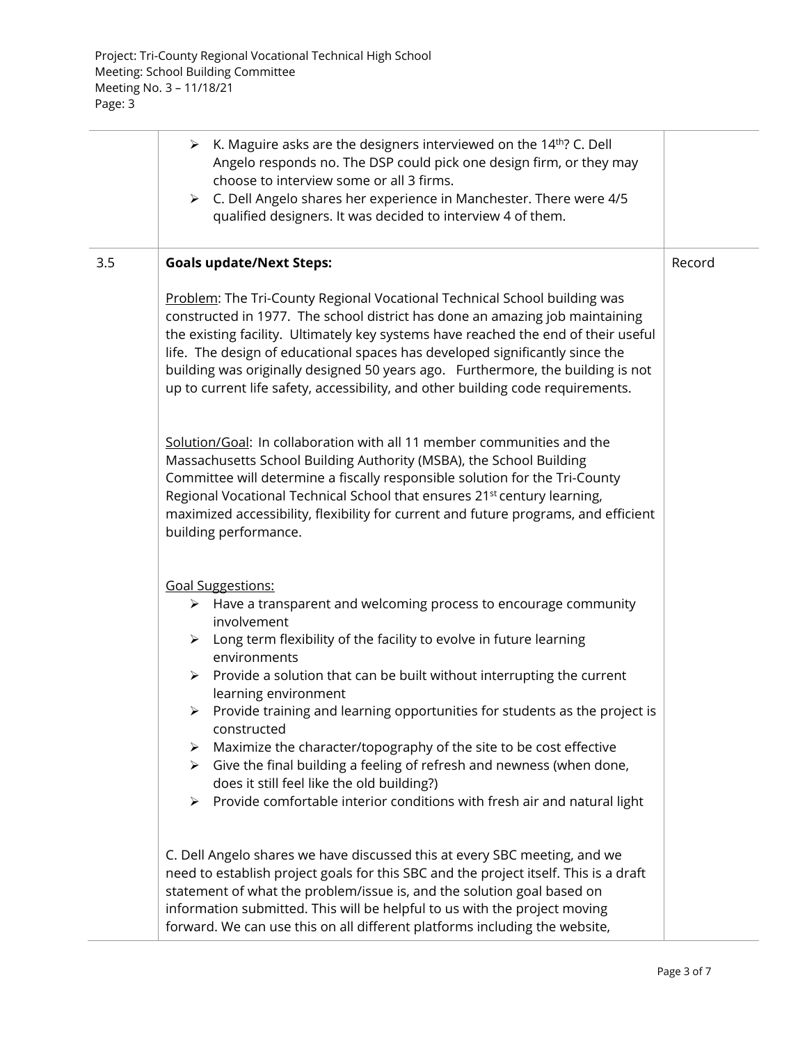| | | |
|---|---|---|
| | ➢ K. Maguire asks are the designers interviewed on the 14th? C. Dell Angelo responds no. The DSP could pick one design firm, or they may choose to interview some or all 3 firms.<br>➢ C. Dell Angelo shares her experience in Manchester. There were 4/5 qualified designers. It was decided to interview 4 of them. | |
| 3.5 | **Goals update/Next Steps:**<br><br><u>Problem</u>: The Tri-County Regional Vocational Technical School building was constructed in 1977. The school district has done an amazing job maintaining the existing facility. Ultimately key systems have reached the end of their useful life. The design of educational spaces has developed significantly since the building was originally designed 50 years ago. Furthermore, the building is not up to current life safety, accessibility, and other building code requirements.<br><br><u>Solution/Goal</u>: In collaboration with all 11 member communities and the Massachusetts School Building Authority (MSBA), the School Building Committee will determine a fiscally responsible solution for the Tri-County Regional Vocational Technical School that ensures 21st century learning, maximized accessibility, flexibility for current and future programs, and efficient building performance.<br><br><u>Goal Suggestions:</u><br>➢ Have a transparent and welcoming process to encourage community involvement<br>➢ Long term flexibility of the facility to evolve in future learning environments<br>➢ Provide a solution that can be built without interrupting the current learning environment<br>➢ Provide training and learning opportunities for students as the project is constructed<br>➢ Maximize the character/topography of the site to be cost effective<br>➢ Give the final building a feeling of refresh and newness (when done, does it still feel like the old building?)<br>➢ Provide comfortable interior conditions with fresh air and natural light<br><br>C. Dell Angelo shares we have discussed this at every SBC meeting, and we need to establish project goals for this SBC and the project itself. This is a draft statement of what the problem/issue is, and the solution goal based on information submitted. This will be helpful to us with the project moving forward. We can use this on all different platforms including the website, | Record |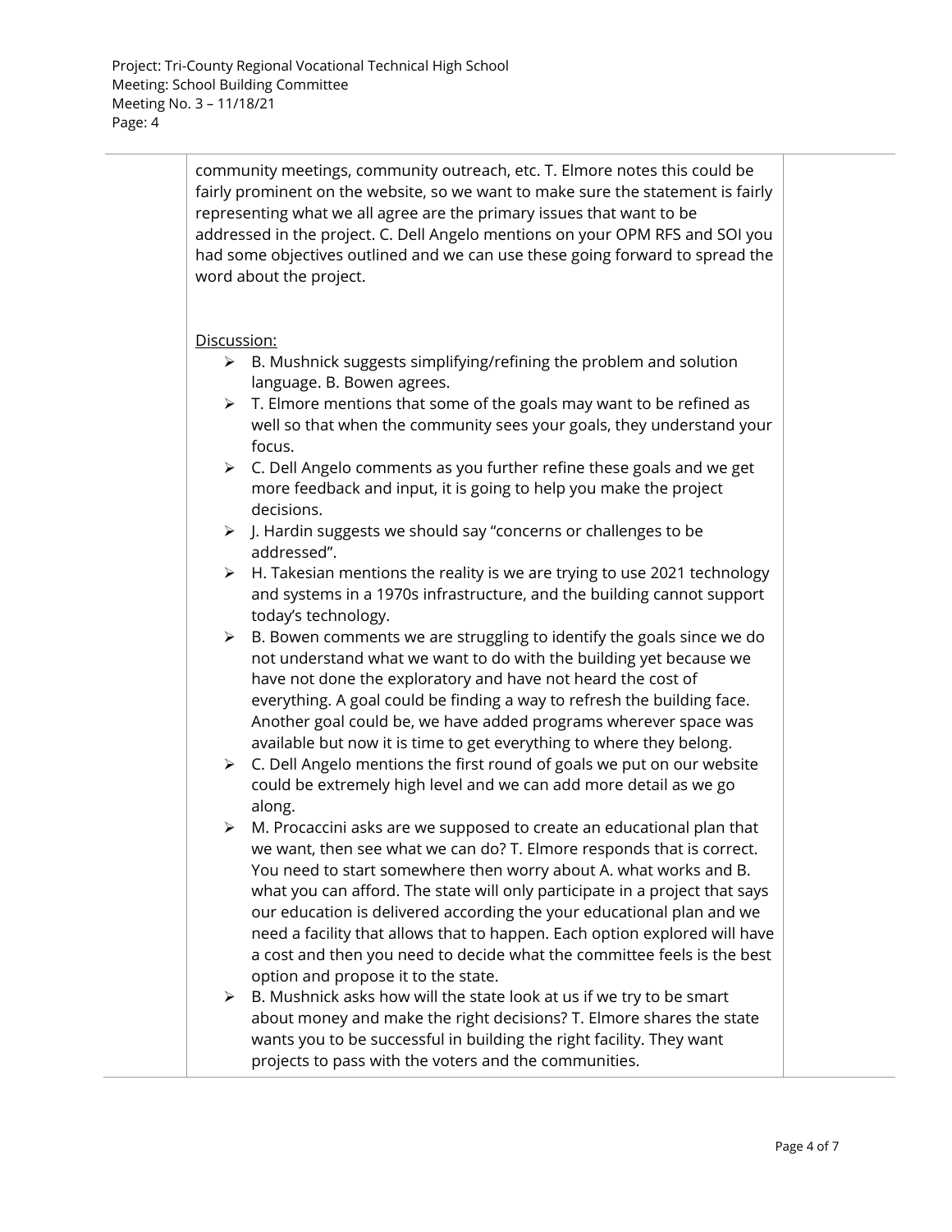community meetings, community outreach, etc. T. Elmore notes this could be fairly prominent on the website, so we want to make sure the statement is fairly representing what we all agree are the primary issues that want to be addressed in the project. C. Dell Angelo mentions on your OPM RFS and SOI you had some objectives outlined and we can use these going forward to spread the word about the project.

Discussion:

- B. Mushnick suggests simplifying/refining the problem and solution language. B. Bowen agrees.
- T. Elmore mentions that some of the goals may want to be refined as well so that when the community sees your goals, they understand your focus.
- C. Dell Angelo comments as you further refine these goals and we get more feedback and input, it is going to help you make the project decisions.
- J. Hardin suggests we should say "concerns or challenges to be addressed".
- H. Takesian mentions the reality is we are trying to use 2021 technology and systems in a 1970s infrastructure, and the building cannot support today's technology.
- B. Bowen comments we are struggling to identify the goals since we do not understand what we want to do with the building yet because we have not done the exploratory and have not heard the cost of everything. A goal could be finding a way to refresh the building face. Another goal could be, we have added programs wherever space was available but now it is time to get everything to where they belong.
- C. Dell Angelo mentions the first round of goals we put on our website could be extremely high level and we can add more detail as we go along.
- M. Procaccini asks are we supposed to create an educational plan that we want, then see what we can do? T. Elmore responds that is correct. You need to start somewhere then worry about A. what works and B. what you can afford. The state will only participate in a project that says our education is delivered according the your educational plan and we need a facility that allows that to happen. Each option explored will have a cost and then you need to decide what the committee feels is the best option and propose it to the state.
- B. Mushnick asks how will the state look at us if we try to be smart about money and make the right decisions? T. Elmore shares the state wants you to be successful in building the right facility. They want projects to pass with the voters and the communities.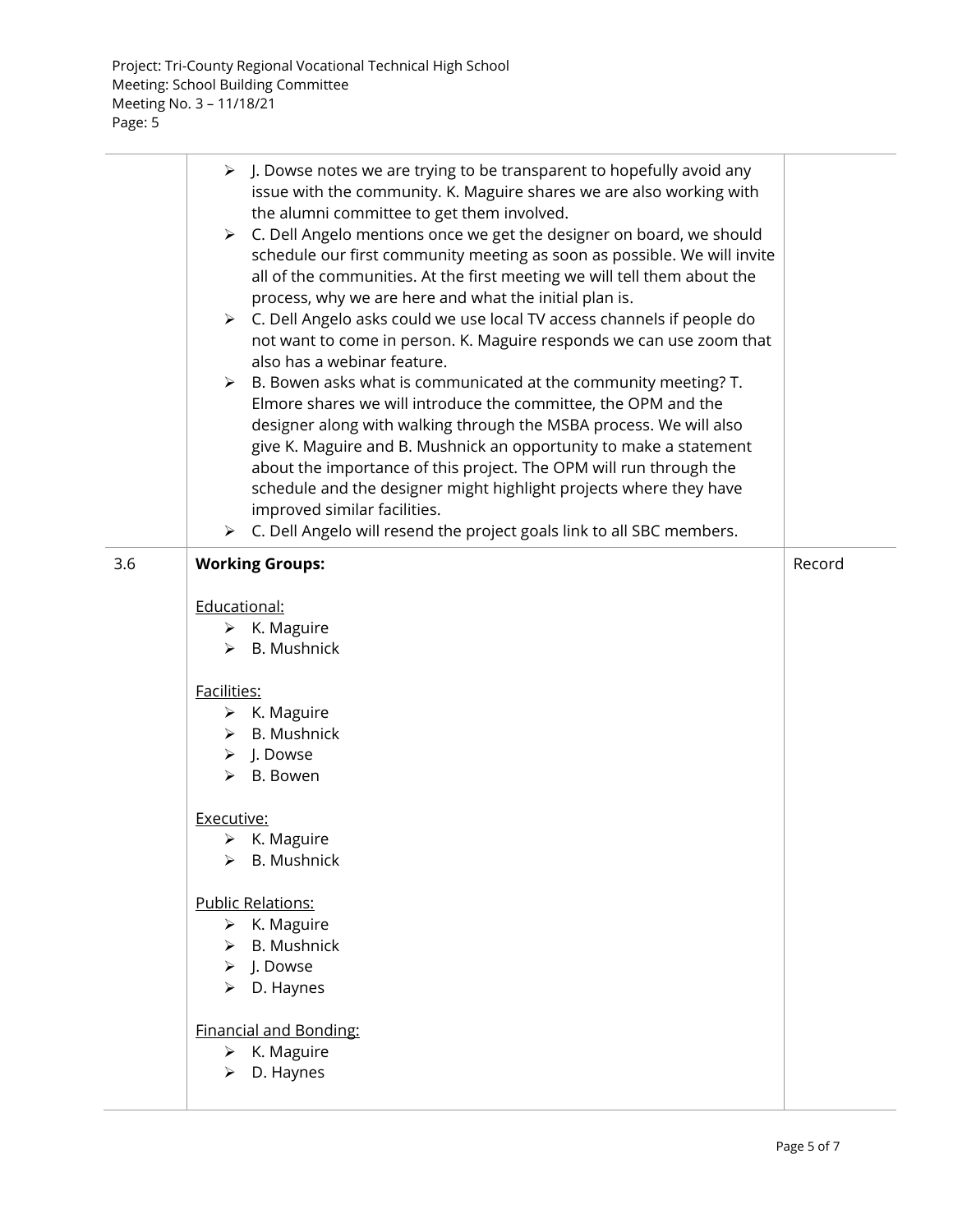Project: Tri-County Regional Vocational Technical High School
Meeting: School Building Committee
Meeting No. 3 – 11/18/21

| | | |
|---|---|---|
| | ➢ J. Dowse notes we are trying to be transparent to hopefully avoid any issue with the community. K. Maguire shares we are also working with the alumni committee to get them involved.<br>➢ C. Dell Angelo mentions once we get the designer on board, we should schedule our first community meeting as soon as possible. We will invite all of the communities. At the first meeting we will tell them about the process, why we are here and what the initial plan is.<br>➢ C. Dell Angelo asks could we use local TV access channels if people do not want to come in person. K. Maguire responds we can use zoom that also has a webinar feature.<br>➢ B. Bowen asks what is communicated at the community meeting? T. Elmore shares we will introduce the committee, the OPM and the designer along with walking through the MSBA process. We will also give K. Maguire and B. Mushnick an opportunity to make a statement about the importance of this project. The OPM will run through the schedule and the designer might highlight projects where they have improved similar facilities.<br>➢ C. Dell Angelo will resend the project goals link to all SBC members. | |
| 3.6 | **Working Groups:**<br><br><u>Educational:</u><br>➢ K. Maguire<br>➢ B. Mushnick<br><br><u>Facilities:</u><br>➢ K. Maguire<br>➢ B. Mushnick<br>➢ J. Dowse<br>➢ B. Bowen<br><br><u>Executive:</u><br>➢ K. Maguire<br>➢ B. Mushnick<br><br><u>Public Relations:</u><br>➢ K. Maguire<br>➢ B. Mushnick<br>➢ J. Dowse<br>➢ D. Haynes<br><br><u>Financial and Bonding:</u><br>➢ K. Maguire<br>➢ D. Haynes | Record |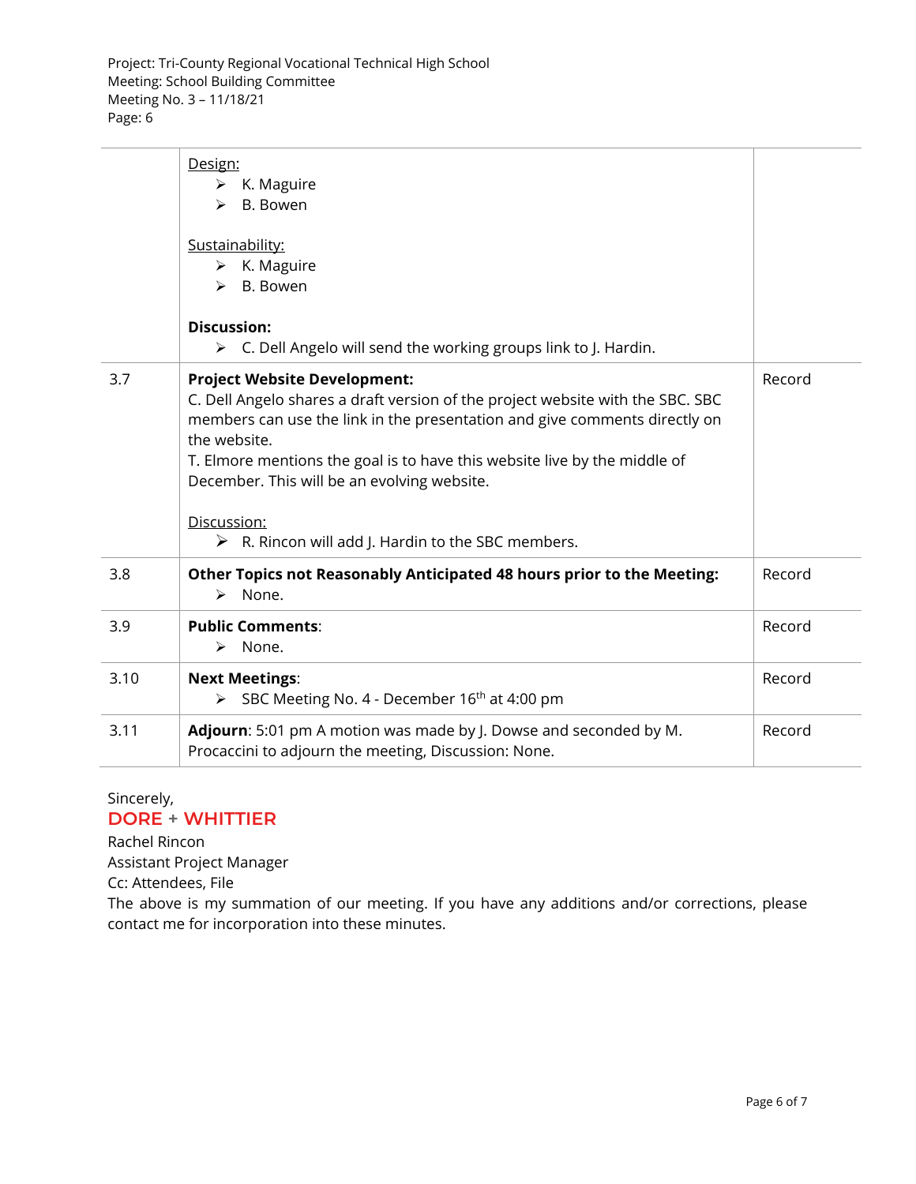Project: Tri-County Regional Vocational Technical High School
Meeting: School Building Committee
Meeting No. 3 – 11/18/21
Page: 6

| | | |
|---|---|---|
| | Design:<br>➢ K. Maguire<br>➢ B. Bowen<br><br>Sustainability:<br>➢ K. Maguire<br>➢ B. Bowen<br><br>**Discussion:**<br>➢ C. Dell Angelo will send the working groups link to J. Hardin. | |
| 3.7 | **Project Website Development:**<br>C. Dell Angelo shares a draft version of the project website with the SBC. SBC members can use the link in the presentation and give comments directly on the website.<br>T. Elmore mentions the goal is to have this website live by the middle of December. This will be an evolving website.<br><br>Discussion:<br>➢ R. Rincon will add J. Hardin to the SBC members. | Record |
| 3.8 | **Other Topics not Reasonably Anticipated 48 hours prior to the Meeting:**<br>➢ None. | Record |
| 3.9 | **Public Comments**:<br>➢ None. | Record |
| 3.10 | **Next Meetings**:<br>➢ SBC Meeting No. 4 - December 16th at 4:00 pm | Record |
| 3.11 | **Adjourn**: 5:01 pm A motion was made by J. Dowse and seconded by M. Procaccini to adjourn the meeting, Discussion: None. | Record |

Sincerely,
**DORE + WHITTIER**
Rachel Rincon
Assistant Project Manager
Cc: Attendees, File
The above is my summation of our meeting. If you have any additions and/or corrections, please contact me for incorporation into these minutes.